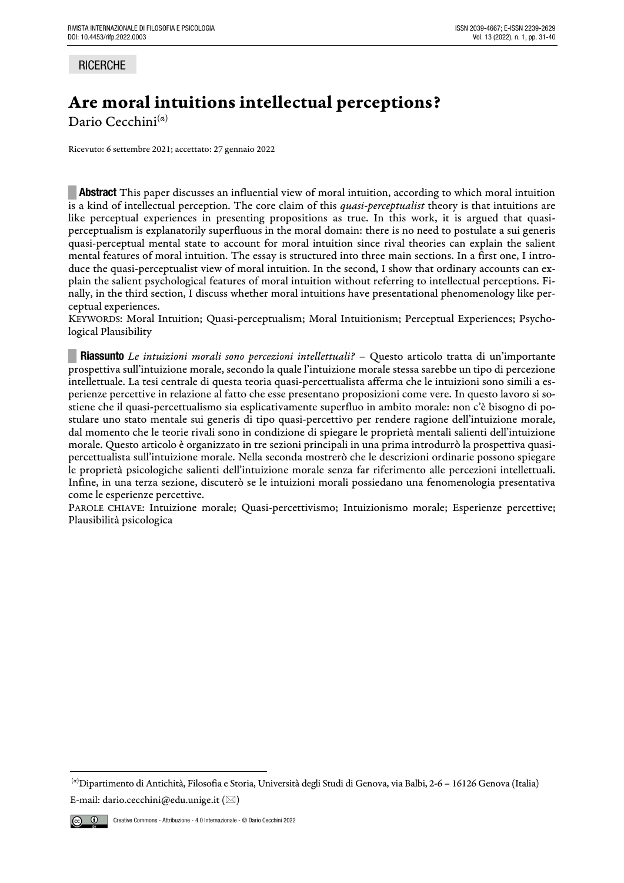RICERCHE

# Are moral intuitions intellectual perceptions?

Dario Cecchini[α]

Ricevuto: 6 settembre 2021; accettato: 27 gennaio 2022

**Abstract** This paper discusses an influential view of moral intuition, according to which moral intuition is a kind of intellectual perception. The core claim of this *quasi-perceptualist* theory is that intuitions are like perceptual experiences in presenting propositions as true. In this work, it is argued that quasi-perceptualism is explanatorily superfluous in the moral domain: there is no need to postulate a sui generis quasi-perceptual mental state to account for moral intuition since rival theories can explain the salient mental features of moral intuition. The essay is structured into three main sections. In a first one, I introduce the quasi-perceptualist view of moral intuition. In the second, I show that ordinary accounts can explain the salient psychological features of moral intuition without referring to intellectual perceptions. Finally, in the third section, I discuss whether moral intuitions have presentational phenomenology like perceptual experiences.

KEYWORDS: Moral Intuition; Quasi-perceptualism; Moral Intuitionism; Perceptual Experiences; Psychological Plausibility

**Riassunto** *Le intuizioni morali sono percezioni intellettuali?* – Questo articolo tratta di un'importante prospettiva sull'intuizione morale, secondo la quale l'intuizione morale stessa sarebbe un tipo di percezione intellettuale. La tesi centrale di questa teoria quasi-percettualista afferma che le intuizioni sono simili a esperienze percettive in relazione al fatto che esse presentano proposizioni come vere. In questo lavoro si sostiene che il quasi-percettualismo sia esplicativamente superfluo in ambito morale: non c'è bisogno di postulare uno stato mentale sui generis di tipo quasi-percettivo per rendere ragione dell'intuizione morale, dal momento che le teorie rivali sono in condizione di spiegare le proprietà mentali salienti dell'intuizione morale. Questo articolo è organizzato in tre sezioni principali in una prima introdurrò la prospettiva quasi-percettualista sull'intuizione morale. Nella seconda mostrerò che le descrizioni ordinarie possono spiegare le proprietà psicologiche salienti dell'intuizione morale senza far riferimento alle percezioni intellettuali. Infine, in una terza sezione, discuterò se le intuizioni morali possiedano una fenomenologia presentativa come le esperienze percettive.

PAROLE CHIAVE: Intuizione morale; Quasi-percettivismo; Intuizionismo morale; Esperienze percettive; Plausibilità psicologica

---

[α]Dipartimento di Antichità, Filosofia e Storia, Università degli Studi di Genova, via Balbi, 2-6 – 16126 Genova (Italia)

E-mail: dario.cecchini@edu.unige.it (✉)

Creative Commons - Attribuzione - 4.0 Internazionale - © Dario Cecchini 2022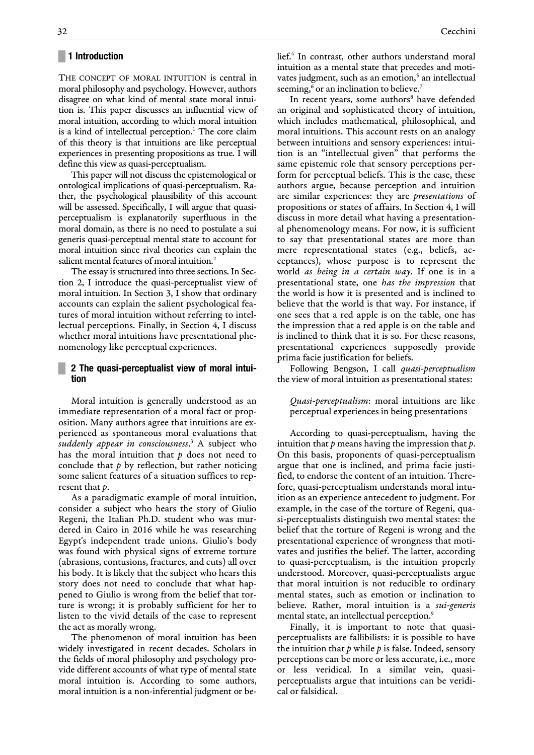## 1 Introduction

THE CONCEPT OF MORAL INTUITION is central in moral philosophy and psychology. However, authors disagree on what kind of mental state moral intuition is. This paper discusses an influential view of moral intuition, according to which moral intuition is a kind of intellectual perception.[1] The core claim of this theory is that intuitions are like perceptual experiences in presenting propositions as true. I will define this view as quasi-perceptualism.

This paper will not discuss the epistemological or ontological implications of quasi-perceptualism. Rather, the psychological plausibility of this account will be assessed. Specifically, I will argue that quasi-perceptualism is explanatorily superfluous in the moral domain, as there is no need to postulate a sui generis quasi-perceptual mental state to account for moral intuition since rival theories can explain the salient mental features of moral intuition.[2]

The essay is structured into three sections. In Section 2, I introduce the quasi-perceptualist view of moral intuition. In Section 3, I show that ordinary accounts can explain the salient psychological features of moral intuition without referring to intellectual perceptions. Finally, in Section 4, I discuss whether moral intuitions have presentational phenomenology like perceptual experiences.

## 2 The quasi-perceptualist view of moral intuition

Moral intuition is generally understood as an immediate representation of a moral fact or proposition. Many authors agree that intuitions are experienced as spontaneous moral evaluations that *suddenly appear in consciousness*.[3] A subject who has the moral intuition that *p* does not need to conclude that *p* by reflection, but rather noticing some salient features of a situation suffices to represent that *p*.

As a paradigmatic example of moral intuition, consider a subject who hears the story of Giulio Regeni, the Italian Ph.D. student who was murdered in Cairo in 2016 while he was researching Egypt's independent trade unions. Giulio's body was found with physical signs of extreme torture (abrasions, contusions, fractures, and cuts) all over his body. It is likely that the subject who hears this story does not need to conclude that what happened to Giulio is wrong from the belief that torture is wrong; it is probably sufficient for her to listen to the vivid details of the case to represent the act as morally wrong.

The phenomenon of moral intuition has been widely investigated in recent decades. Scholars in the fields of moral philosophy and psychology provide different accounts of what type of mental state moral intuition is. According to some authors, moral intuition is a non-inferential judgment or belief.[4] In contrast, other authors understand moral intuition as a mental state that precedes and motivates judgment, such as an emotion,[5] an intellectual seeming,[6] or an inclination to believe.[7]

In recent years, some authors[8] have defended an original and sophisticated theory of intuition, which includes mathematical, philosophical, and moral intuitions. This account rests on an analogy between intuitions and sensory experiences: intuition is an "intellectual given" that performs the same epistemic role that sensory perceptions perform for perceptual beliefs. This is the case, these authors argue, because perception and intuition are similar experiences: they are *presentations* of propositions or states of affairs. In Section 4, I will discuss in more detail what having a presentational phenomenology means. For now, it is sufficient to say that presentational states are more than mere representational states (e.g., beliefs, acceptances), whose purpose is to represent the world *as being in a certain way*. If one is in a presentational state, one *has the impression* that the world is how it is presented and is inclined to believe that the world is that way. For instance, if one sees that a red apple is on the table, one has the impression that a red apple is on the table and is inclined to think that it is so. For these reasons, presentational experiences supposedly provide prima facie justification for beliefs.

Following Bengson, I call *quasi-perceptualism* the view of moral intuition as presentational states:

> *Quasi-perceptualism*: moral intuitions are like perceptual experiences in being presentations

According to quasi-perceptualism, having the intuition that *p* means having the impression that *p*. On this basis, proponents of quasi-perceptualism argue that one is inclined, and prima facie justified, to endorse the content of an intuition. Therefore, quasi-perceptualism understands moral intuition as an experience antecedent to judgment. For example, in the case of the torture of Regeni, quasi-perceptualists distinguish two mental states: the belief that the torture of Regeni is wrong and the presentational experience of wrongness that motivates and justifies the belief. The latter, according to quasi-perceptualism, is the intuition properly understood. Moreover, quasi-perceptualists argue that moral intuition is not reducible to ordinary mental states, such as emotion or inclination to believe. Rather, moral intuition is a *sui-generis* mental state, an intellectual perception.[9]

Finally, it is important to note that quasi-perceptualists are fallibilists: it is possible to have the intuition that *p* while *p* is false. Indeed, sensory perceptions can be more or less accurate, i.e., more or less veridical. In a similar vein, quasi-perceptualists argue that intuitions can be veridical or falsidical.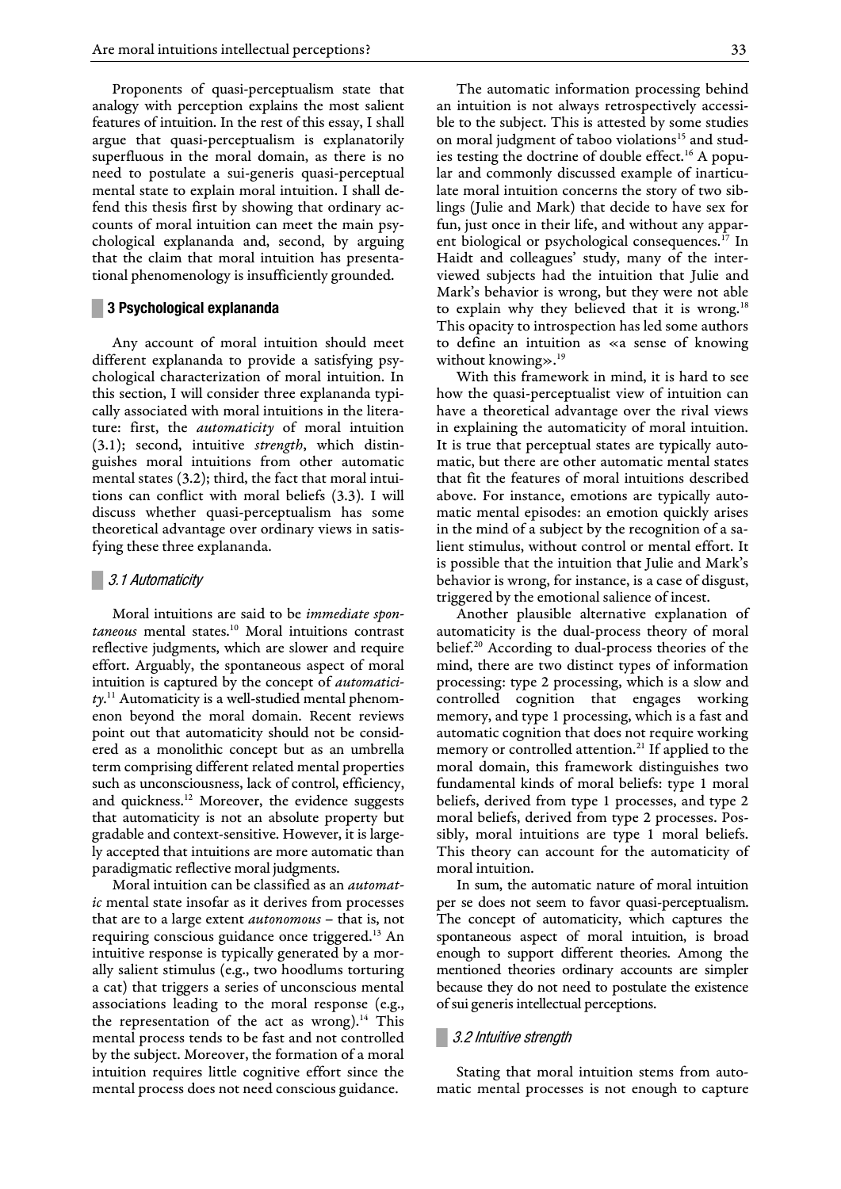Proponents of quasi-perceptualism state that analogy with perception explains the most salient features of intuition. In the rest of this essay, I shall argue that quasi-perceptualism is explanatorily superfluous in the moral domain, as there is no need to postulate a sui-generis quasi-perceptual mental state to explain moral intuition. I shall defend this thesis first by showing that ordinary accounts of moral intuition can meet the main psychological explananda and, second, by arguing that the claim that moral intuition has presentational phenomenology is insufficiently grounded.

## 3 Psychological explananda

Any account of moral intuition should meet different explananda to provide a satisfying psychological characterization of moral intuition. In this section, I will consider three explananda typically associated with moral intuitions in the literature: first, the *automaticity* of moral intuition (3.1); second, intuitive *strength*, which distinguishes moral intuitions from other automatic mental states (3.2); third, the fact that moral intuitions can conflict with moral beliefs (3.3). I will discuss whether quasi-perceptualism has some theoretical advantage over ordinary views in satisfying these three explananda.

### 3.1 Automaticity

Moral intuitions are said to be *immediate spontaneous* mental states.[10] Moral intuitions contrast reflective judgments, which are slower and require effort. Arguably, the spontaneous aspect of moral intuition is captured by the concept of *automaticity*.[11] Automaticity is a well-studied mental phenomenon beyond the moral domain. Recent reviews point out that automaticity should not be considered as a monolithic concept but as an umbrella term comprising different related mental properties such as unconsciousness, lack of control, efficiency, and quickness.[12] Moreover, the evidence suggests that automaticity is not an absolute property but gradable and context-sensitive. However, it is largely accepted that intuitions are more automatic than paradigmatic reflective moral judgments.

Moral intuition can be classified as an *automatic* mental state insofar as it derives from processes that are to a large extent *autonomous* – that is, not requiring conscious guidance once triggered.[13] An intuitive response is typically generated by a morally salient stimulus (e.g., two hoodlums torturing a cat) that triggers a series of unconscious mental associations leading to the moral response (e.g., the representation of the act as wrong).[14] This mental process tends to be fast and not controlled by the subject. Moreover, the formation of a moral intuition requires little cognitive effort since the mental process does not need conscious guidance.

The automatic information processing behind an intuition is not always retrospectively accessible to the subject. This is attested by some studies on moral judgment of taboo violations[15] and studies testing the doctrine of double effect.[16] A popular and commonly discussed example of inarticulate moral intuition concerns the story of two siblings (Julie and Mark) that decide to have sex for fun, just once in their life, and without any apparent biological or psychological consequences.[17] In Haidt and colleagues' study, many of the interviewed subjects had the intuition that Julie and Mark's behavior is wrong, but they were not able to explain why they believed that it is wrong.[18] This opacity to introspection has led some authors to define an intuition as «a sense of knowing without knowing».[19]

With this framework in mind, it is hard to see how the quasi-perceptualist view of intuition can have a theoretical advantage over the rival views in explaining the automaticity of moral intuition. It is true that perceptual states are typically automatic, but there are other automatic mental states that fit the features of moral intuitions described above. For instance, emotions are typically automatic mental episodes: an emotion quickly arises in the mind of a subject by the recognition of a salient stimulus, without control or mental effort. It is possible that the intuition that Julie and Mark's behavior is wrong, for instance, is a case of disgust, triggered by the emotional salience of incest.

Another plausible alternative explanation of automaticity is the dual-process theory of moral belief.[20] According to dual-process theories of the mind, there are two distinct types of information processing: type 2 processing, which is a slow and controlled cognition that engages working memory, and type 1 processing, which is a fast and automatic cognition that does not require working memory or controlled attention.[21] If applied to the moral domain, this framework distinguishes two fundamental kinds of moral beliefs: type 1 moral beliefs, derived from type 1 processes, and type 2 moral beliefs, derived from type 2 processes. Possibly, moral intuitions are type 1 moral beliefs. This theory can account for the automaticity of moral intuition.

In sum, the automatic nature of moral intuition per se does not seem to favor quasi-perceptualism. The concept of automaticity, which captures the spontaneous aspect of moral intuition, is broad enough to support different theories. Among the mentioned theories ordinary accounts are simpler because they do not need to postulate the existence of sui generis intellectual perceptions.

### 3.2 Intuitive strength

Stating that moral intuition stems from automatic mental processes is not enough to capture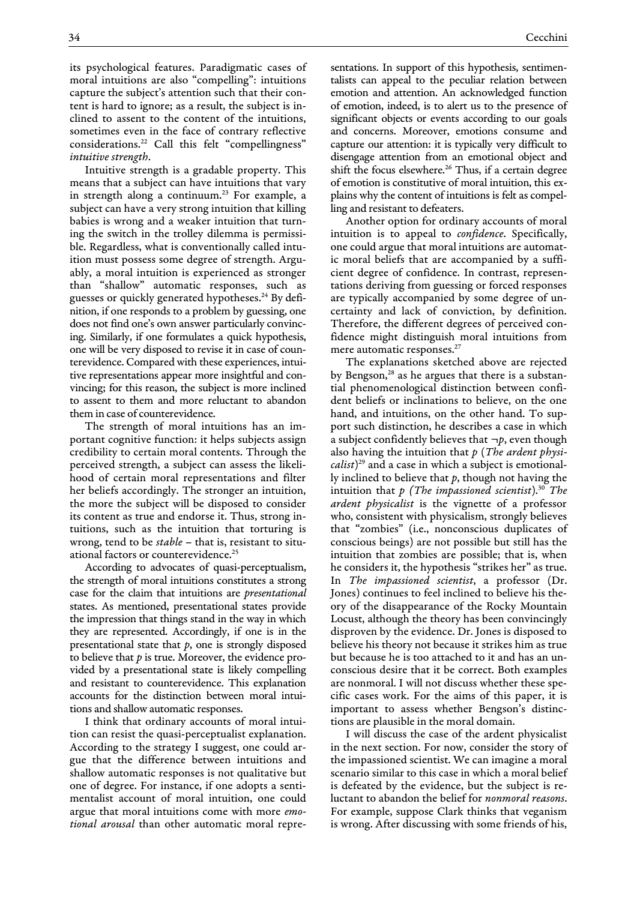its psychological features. Paradigmatic cases of moral intuitions are also "compelling": intuitions capture the subject's attention such that their content is hard to ignore; as a result, the subject is inclined to assent to the content of the intuitions, sometimes even in the face of contrary reflective considerations.[22] Call this felt "compellingness" *intuitive strength*.

Intuitive strength is a gradable property. This means that a subject can have intuitions that vary in strength along a continuum.[23] For example, a subject can have a very strong intuition that killing babies is wrong and a weaker intuition that turning the switch in the trolley dilemma is permissible. Regardless, what is conventionally called intuition must possess some degree of strength. Arguably, a moral intuition is experienced as stronger than "shallow" automatic responses, such as guesses or quickly generated hypotheses.[24] By definition, if one responds to a problem by guessing, one does not find one's own answer particularly convincing. Similarly, if one formulates a quick hypothesis, one will be very disposed to revise it in case of counterevidence. Compared with these experiences, intuitive representations appear more insightful and convincing; for this reason, the subject is more inclined to assent to them and more reluctant to abandon them in case of counterevidence.

The strength of moral intuitions has an important cognitive function: it helps subjects assign credibility to certain moral contents. Through the perceived strength, a subject can assess the likelihood of certain moral representations and filter her beliefs accordingly. The stronger an intuition, the more the subject will be disposed to consider its content as true and endorse it. Thus, strong intuitions, such as the intuition that torturing is wrong, tend to be *stable* – that is, resistant to situational factors or counterevidence.[25]

According to advocates of quasi-perceptualism, the strength of moral intuitions constitutes a strong case for the claim that intuitions are *presentational* states. As mentioned, presentational states provide the impression that things stand in the way in which they are represented. Accordingly, if one is in the presentational state that $p$, one is strongly disposed to believe that $p$ is true. Moreover, the evidence provided by a presentational state is likely compelling and resistant to counterevidence. This explanation accounts for the distinction between moral intuitions and shallow automatic responses.

I think that ordinary accounts of moral intuition can resist the quasi-perceptualist explanation. According to the strategy I suggest, one could argue that the difference between intuitions and shallow automatic responses is not qualitative but one of degree. For instance, if one adopts a sentimentalist account of moral intuition, one could argue that moral intuitions come with more *emotional arousal* than other automatic moral representations. In support of this hypothesis, sentimentalists can appeal to the peculiar relation between emotion and attention. An acknowledged function of emotion, indeed, is to alert us to the presence of significant objects or events according to our goals and concerns. Moreover, emotions consume and capture our attention: it is typically very difficult to disengage attention from an emotional object and shift the focus elsewhere.[26] Thus, if a certain degree of emotion is constitutive of moral intuition, this explains why the content of intuitions is felt as compelling and resistant to defeaters.

Another option for ordinary accounts of moral intuition is to appeal to *confidence*. Specifically, one could argue that moral intuitions are automatic moral beliefs that are accompanied by a sufficient degree of confidence. In contrast, representations deriving from guessing or forced responses are typically accompanied by some degree of uncertainty and lack of conviction, by definition. Therefore, the different degrees of perceived confidence might distinguish moral intuitions from mere automatic responses.[27]

The explanations sketched above are rejected by Bengson,[28] as he argues that there is a substantial phenomenological distinction between confident beliefs or inclinations to believe, on the one hand, and intuitions, on the other hand. To support such distinction, he describes a case in which a subject confidently believes that $\neg p$, even though also having the intuition that $p$ (*The ardent physicalist*)[29] and a case in which a subject is emotionally inclined to believe that $p$, though not having the intuition that $p$ (*The impassioned scientist*).[30] *The ardent physicalist* is the vignette of a professor who, consistent with physicalism, strongly believes that "zombies" (i.e., nonconscious duplicates of conscious beings) are not possible but still has the intuition that zombies are possible; that is, when he considers it, the hypothesis "strikes her" as true. In *The impassioned scientist*, a professor (Dr. Jones) continues to feel inclined to believe his theory of the disappearance of the Rocky Mountain Locust, although the theory has been convincingly disproven by the evidence. Dr. Jones is disposed to believe his theory not because it strikes him as true but because he is too attached to it and has an unconscious desire that it be correct. Both examples are nonmoral. I will not discuss whether these specific cases work. For the aims of this paper, it is important to assess whether Bengson's distinctions are plausible in the moral domain.

I will discuss the case of the ardent physicalist in the next section. For now, consider the story of the impassioned scientist. We can imagine a moral scenario similar to this case in which a moral belief is defeated by the evidence, but the subject is reluctant to abandon the belief for *nonmoral reasons*. For example, suppose Clark thinks that veganism is wrong. After discussing with some friends of his,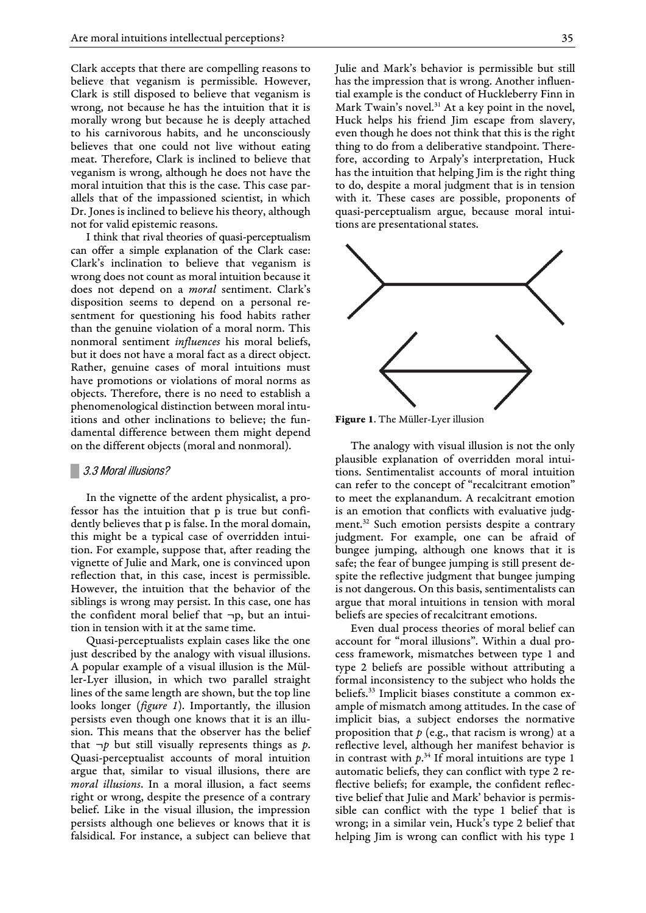Clark accepts that there are compelling reasons to believe that veganism is permissible. However, Clark is still disposed to believe that veganism is wrong, not because he has the intuition that it is morally wrong but because he is deeply attached to his carnivorous habits, and he unconsciously believes that one could not live without eating meat. Therefore, Clark is inclined to believe that veganism is wrong, although he does not have the moral intuition that this is the case. This case parallels that of the impassioned scientist, in which Dr. Jones is inclined to believe his theory, although not for valid epistemic reasons.

I think that rival theories of quasi-perceptualism can offer a simple explanation of the Clark case: Clark's inclination to believe that veganism is wrong does not count as moral intuition because it does not depend on a *moral* sentiment. Clark's disposition seems to depend on a personal resentment for questioning his food habits rather than the genuine violation of a moral norm. This nonmoral sentiment *influences* his moral beliefs, but it does not have a moral fact as a direct object. Rather, genuine cases of moral intuitions must have promotions or violations of moral norms as objects. Therefore, there is no need to establish a phenomenological distinction between moral intuitions and other inclinations to believe; the fundamental difference between them might depend on the different objects (moral and nonmoral).

### 3.3 Moral illusions?

In the vignette of the ardent physicalist, a professor has the intuition that p is true but confidently believes that p is false. In the moral domain, this might be a typical case of overridden intuition. For example, suppose that, after reading the vignette of Julie and Mark, one is convinced upon reflection that, in this case, incest is permissible. However, the intuition that the behavior of the siblings is wrong may persist. In this case, one has the confident moral belief that ¬p, but an intuition in tension with it at the same time.

Quasi-perceptualists explain cases like the one just described by the analogy with visual illusions. A popular example of a visual illusion is the Müller-Lyer illusion, in which two parallel straight lines of the same length are shown, but the top line looks longer (*figure 1*). Importantly, the illusion persists even though one knows that it is an illusion. This means that the observer has the belief that $\neg p$ but still visually represents things as $p$. Quasi-perceptualist accounts of moral intuition argue that, similar to visual illusions, there are *moral illusions*. In a moral illusion, a fact seems right or wrong, despite the presence of a contrary belief. Like in the visual illusion, the impression persists although one believes or knows that it is falsidical. For instance, a subject can believe that Julie and Mark's behavior is permissible but still has the impression that is wrong. Another influential example is the conduct of Huckleberry Finn in Mark Twain's novel.[31] At a key point in the novel, Huck helps his friend Jim escape from slavery, even though he does not think that this is the right thing to do from a deliberative standpoint. Therefore, according to Arpaly's interpretation, Huck has the intuition that helping Jim is the right thing to do, despite a moral judgment that is in tension with it. These cases are possible, proponents of quasi-perceptualism argue, because moral intuitions are presentational states.

**Figure 1**. The Müller-Lyer illusion

The analogy with visual illusion is not the only plausible explanation of overridden moral intuitions. Sentimentalist accounts of moral intuition can refer to the concept of "recalcitrant emotion" to meet the explanandum. A recalcitrant emotion is an emotion that conflicts with evaluative judgment.[32] Such emotion persists despite a contrary judgment. For example, one can be afraid of bungee jumping, although one knows that it is safe; the fear of bungee jumping is still present despite the reflective judgment that bungee jumping is not dangerous. On this basis, sentimentalists can argue that moral intuitions in tension with moral beliefs are species of recalcitrant emotions.

Even dual process theories of moral belief can account for "moral illusions". Within a dual process framework, mismatches between type 1 and type 2 beliefs are possible without attributing a formal inconsistency to the subject who holds the beliefs.[33] Implicit biases constitute a common example of mismatch among attitudes. In the case of implicit bias, a subject endorses the normative proposition that $p$ (e.g., that racism is wrong) at a reflective level, although her manifest behavior is in contrast with $p$.[34] If moral intuitions are type 1 automatic beliefs, they can conflict with type 2 reflective beliefs; for example, the confident reflective belief that Julie and Mark' behavior is permissible can conflict with the type 1 belief that is wrong; in a similar vein, Huck's type 2 belief that helping Jim is wrong can conflict with his type 1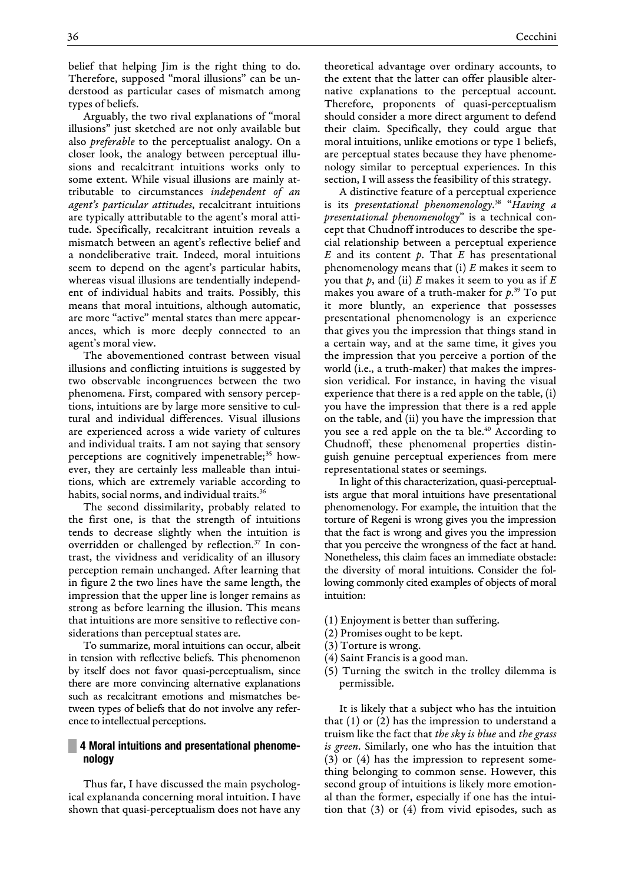belief that helping Jim is the right thing to do. Therefore, supposed "moral illusions" can be understood as particular cases of mismatch among types of beliefs.

Arguably, the two rival explanations of "moral illusions" just sketched are not only available but also *preferable* to the perceptualist analogy. On a closer look, the analogy between perceptual illusions and recalcitrant intuitions works only to some extent. While visual illusions are mainly attributable to circumstances *independent of an agent's particular attitudes*, recalcitrant intuitions are typically attributable to the agent's moral attitude. Specifically, recalcitrant intuition reveals a mismatch between an agent's reflective belief and a nondeliberative trait. Indeed, moral intuitions seem to depend on the agent's particular habits, whereas visual illusions are tendentially independent of individual habits and traits. Possibly, this means that moral intuitions, although automatic, are more "active" mental states than mere appearances, which is more deeply connected to an agent's moral view.

The abovementioned contrast between visual illusions and conflicting intuitions is suggested by two observable incongruences between the two phenomena. First, compared with sensory perceptions, intuitions are by large more sensitive to cultural and individual differences. Visual illusions are experienced across a wide variety of cultures and individual traits. I am not saying that sensory perceptions are cognitively impenetrable;[35] however, they are certainly less malleable than intuitions, which are extremely variable according to habits, social norms, and individual traits.[36]

The second dissimilarity, probably related to the first one, is that the strength of intuitions tends to decrease slightly when the intuition is overridden or challenged by reflection.[37] In contrast, the vividness and veridicality of an illusory perception remain unchanged. After learning that in figure 2 the two lines have the same length, the impression that the upper line is longer remains as strong as before learning the illusion. This means that intuitions are more sensitive to reflective considerations than perceptual states are.

To summarize, moral intuitions can occur, albeit in tension with reflective beliefs. This phenomenon by itself does not favor quasi-perceptualism, since there are more convincing alternative explanations such as recalcitrant emotions and mismatches between types of beliefs that do not involve any reference to intellectual perceptions.

## 4 Moral intuitions and presentational phenomenology

Thus far, I have discussed the main psychological explananda concerning moral intuition. I have shown that quasi-perceptualism does not have any theoretical advantage over ordinary accounts, to the extent that the latter can offer plausible alternative explanations to the perceptual account. Therefore, proponents of quasi-perceptualism should consider a more direct argument to defend their claim. Specifically, they could argue that moral intuitions, unlike emotions or type 1 beliefs, are perceptual states because they have phenomenology similar to perceptual experiences. In this section, I will assess the feasibility of this strategy.

A distinctive feature of a perceptual experience is its *presentational phenomenology*.[38] "*Having a presentational phenomenology*" is a technical concept that Chudnoff introduces to describe the special relationship between a perceptual experience *E* and its content *p*. That *E* has presentational phenomenology means that (i) *E* makes it seem to you that *p*, and (ii) *E* makes it seem to you as if *E* makes you aware of a truth-maker for *p*.[39] To put it more bluntly, an experience that possesses presentational phenomenology is an experience that gives you the impression that things stand in a certain way, and at the same time, it gives you the impression that you perceive a portion of the world (i.e., a truth-maker) that makes the impression veridical. For instance, in having the visual experience that there is a red apple on the table, (i) you have the impression that there is a red apple on the table, and (ii) you have the impression that you see a red apple on the ta ble.[40] According to Chudnoff, these phenomenal properties distinguish genuine perceptual experiences from mere representational states or seemings.

In light of this characterization, quasi-perceptualists argue that moral intuitions have presentational phenomenology. For example, the intuition that the torture of Regeni is wrong gives you the impression that the fact is wrong and gives you the impression that you perceive the wrongness of the fact at hand. Nonetheless, this claim faces an immediate obstacle: the diversity of moral intuitions. Consider the following commonly cited examples of objects of moral intuition:

(1) Enjoyment is better than suffering.
(2) Promises ought to be kept.
(3) Torture is wrong.
(4) Saint Francis is a good man.
(5) Turning the switch in the trolley dilemma is permissible.

It is likely that a subject who has the intuition that (1) or (2) has the impression to understand a truism like the fact that *the sky is blue* and *the grass is green*. Similarly, one who has the intuition that (3) or (4) has the impression to represent something belonging to common sense. However, this second group of intuitions is likely more emotional than the former, especially if one has the intuition that (3) or (4) from vivid episodes, such as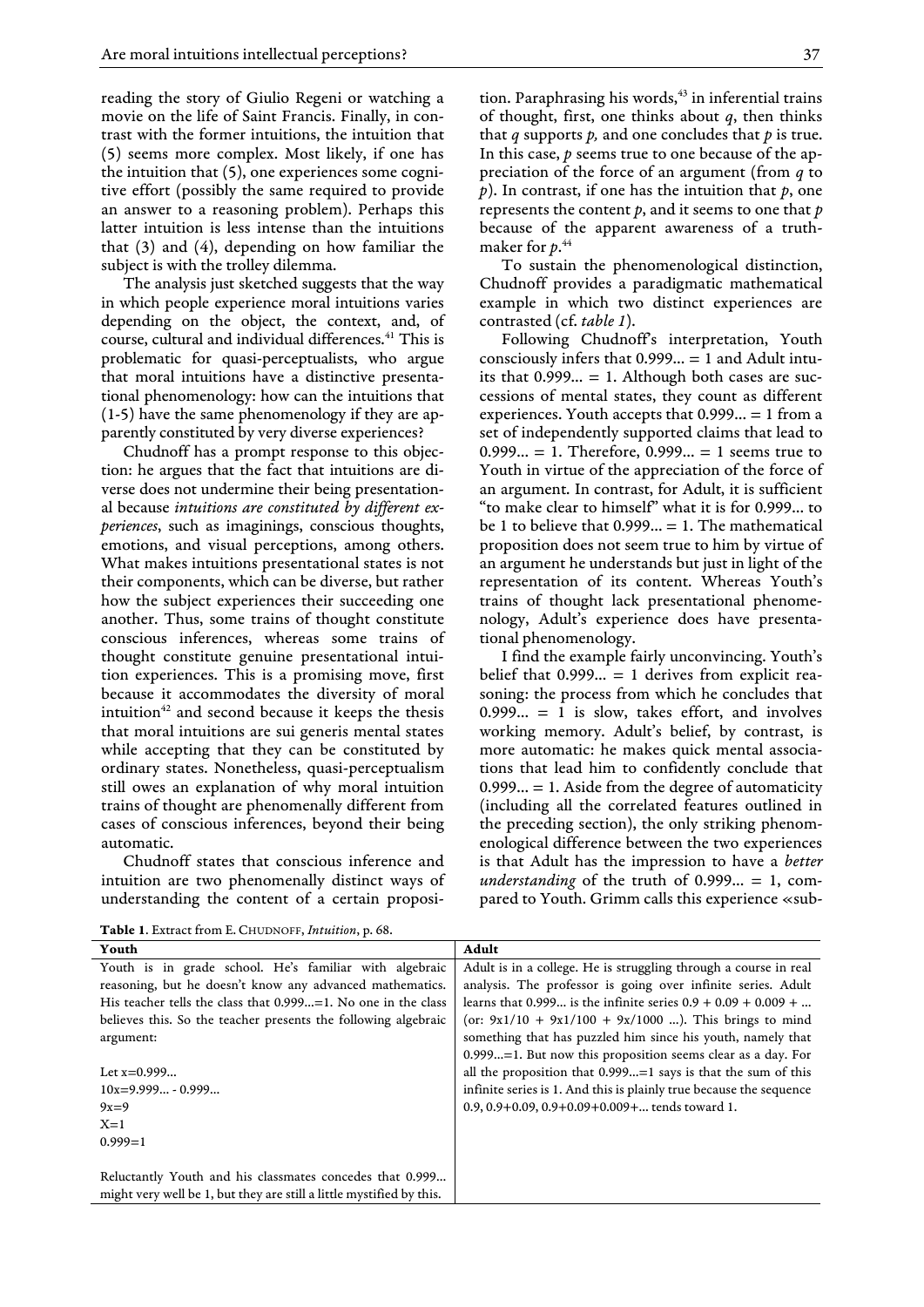reading the story of Giulio Regeni or watching a movie on the life of Saint Francis. Finally, in contrast with the former intuitions, the intuition that (5) seems more complex. Most likely, if one has the intuition that (5), one experiences some cognitive effort (possibly the same required to provide an answer to a reasoning problem). Perhaps this latter intuition is less intense than the intuitions that (3) and (4), depending on how familiar the subject is with the trolley dilemma.

The analysis just sketched suggests that the way in which people experience moral intuitions varies depending on the object, the context, and, of course, cultural and individual differences.[41] This is problematic for quasi-perceptualists, who argue that moral intuitions have a distinctive presentational phenomenology: how can the intuitions that (1-5) have the same phenomenology if they are apparently constituted by very diverse experiences?

Chudnoff has a prompt response to this objection: he argues that the fact that intuitions are diverse does not undermine their being presentational because *intuitions are constituted by different experiences*, such as imaginings, conscious thoughts, emotions, and visual perceptions, among others. What makes intuitions presentational states is not their components, which can be diverse, but rather how the subject experiences their succeeding one another. Thus, some trains of thought constitute conscious inferences, whereas some trains of thought constitute genuine presentational intuition experiences. This is a promising move, first because it accommodates the diversity of moral intuition[42] and second because it keeps the thesis that moral intuitions are sui generis mental states while accepting that they can be constituted by ordinary states. Nonetheless, quasi-perceptualism still owes an explanation of why moral intuition trains of thought are phenomenally different from cases of conscious inferences, beyond their being automatic.

Chudnoff states that conscious inference and intuition are two phenomenally distinct ways of understanding the content of a certain proposition. Paraphrasing his words,[43] in inferential trains of thought, first, one thinks about *q*, then thinks that *q* supports *p,* and one concludes that *p* is true. In this case, *p* seems true to one because of the appreciation of the force of an argument (from *q* to *p*). In contrast, if one has the intuition that *p*, one represents the content *p*, and it seems to one that *p* because of the apparent awareness of a truth-maker for *p*.[44]

To sustain the phenomenological distinction, Chudnoff provides a paradigmatic mathematical example in which two distinct experiences are contrasted (cf. *table 1*).

Following Chudnoff's interpretation, Youth consciously infers that 0.999... = 1 and Adult intuits that 0.999... = 1. Although both cases are successions of mental states, they count as different experiences. Youth accepts that 0.999... = 1 from a set of independently supported claims that lead to 0.999... = 1. Therefore, 0.999... = 1 seems true to Youth in virtue of the appreciation of the force of an argument. In contrast, for Adult, it is sufficient "to make clear to himself" what it is for 0.999... to be 1 to believe that 0.999... = 1. The mathematical proposition does not seem true to him by virtue of an argument he understands but just in light of the representation of its content. Whereas Youth's trains of thought lack presentational phenomenology, Adult's experience does have presentational phenomenology.

I find the example fairly unconvincing. Youth's belief that 0.999... = 1 derives from explicit reasoning: the process from which he concludes that 0.999... = 1 is slow, takes effort, and involves working memory. Adult's belief, by contrast, is more automatic: he makes quick mental associations that lead him to confidently conclude that 0.999... = 1. Aside from the degree of automaticity (including all the correlated features outlined in the preceding section), the only striking phenomenological difference between the two experiences is that Adult has the impression to have a *better understanding* of the truth of 0.999... = 1, compared to Youth. Grimm calls this experience «sub-

**Table 1**. Extract from E. Chudnoff, *Intuition*, p. 68.

| Youth | Adult |
|---|---|
| Youth is in grade school. He's familiar with algebraic reasoning, but he doesn't know any advanced mathematics. His teacher tells the class that 0.999...=1. No one in the class believes this. So the teacher presents the following algebraic argument:<br><br>Let x=0.999...<br>10x=9.999... - 0.999...<br>9x=9<br>X=1<br>0.999=1<br><br>Reluctantly Youth and his classmates concedes that 0.999... might very well be 1, but they are still a little mystified by this. | Adult is in a college. He is struggling through a course in real analysis. The professor is going over infinite series. Adult learns that 0.999... is the infinite series 0.9 + 0.09 + 0.009 + ... (or: 9x1/10 + 9x1/100 + 9x/1000 ...). This brings to mind something that has puzzled him since his youth, namely that 0.999...=1. But now this proposition seems clear as a day. For all the proposition that 0.999...=1 says is that the sum of this infinite series is 1. And this is plainly true because the sequence 0.9, 0.9+0.09, 0.9+0.09+0.009+... tends toward 1. |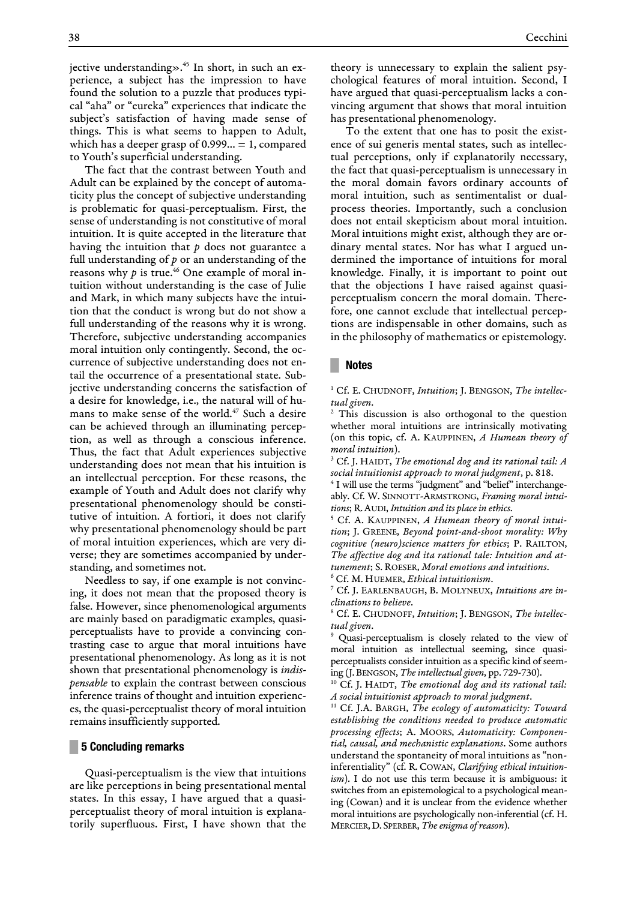jective understanding».[45] In short, in such an experience, a subject has the impression to have found the solution to a puzzle that produces typical "aha" or "eureka" experiences that indicate the subject's satisfaction of having made sense of things. This is what seems to happen to Adult, which has a deeper grasp of 0.999... = 1, compared to Youth's superficial understanding.

The fact that the contrast between Youth and Adult can be explained by the concept of automaticity plus the concept of subjective understanding is problematic for quasi-perceptualism. First, the sense of understanding is not constitutive of moral intuition. It is quite accepted in the literature that having the intuition that *p* does not guarantee a full understanding of *p* or an understanding of the reasons why *p* is true.[46] One example of moral intuition without understanding is the case of Julie and Mark, in which many subjects have the intuition that the conduct is wrong but do not show a full understanding of the reasons why it is wrong. Therefore, subjective understanding accompanies moral intuition only contingently. Second, the occurrence of subjective understanding does not entail the occurrence of a presentational state. Subjective understanding concerns the satisfaction of a desire for knowledge, i.e., the natural will of humans to make sense of the world.[47] Such a desire can be achieved through an illuminating perception, as well as through a conscious inference. Thus, the fact that Adult experiences subjective understanding does not mean that his intuition is an intellectual perception. For these reasons, the example of Youth and Adult does not clarify why presentational phenomenology should be constitutive of intuition. A fortiori, it does not clarify why presentational phenomenology should be part of moral intuition experiences, which are very diverse; they are sometimes accompanied by understanding, and sometimes not.

Needless to say, if one example is not convincing, it does not mean that the proposed theory is false. However, since phenomenological arguments are mainly based on paradigmatic examples, quasi-perceptualists have to provide a convincing contrasting case to argue that moral intuitions have presentational phenomenology. As long as it is not shown that presentational phenomenology is *indispensable* to explain the contrast between conscious inference trains of thought and intuition experiences, the quasi-perceptualist theory of moral intuition remains insufficiently supported.

## 5 Concluding remarks

Quasi-perceptualism is the view that intuitions are like perceptions in being presentational mental states. In this essay, I have argued that a quasi-perceptualist theory of moral intuition is explanatorily superfluous. First, I have shown that the theory is unnecessary to explain the salient psychological features of moral intuition. Second, I have argued that quasi-perceptualism lacks a convincing argument that shows that moral intuition has presentational phenomenology.

To the extent that one has to posit the existence of sui generis mental states, such as intellectual perceptions, only if explanatorily necessary, the fact that quasi-perceptualism is unnecessary in the moral domain favors ordinary accounts of moral intuition, such as sentimentalist or dual-process theories. Importantly, such a conclusion does not entail skepticism about moral intuition. Moral intuitions might exist, although they are ordinary mental states. Nor has what I argued undermined the importance of intuitions for moral knowledge. Finally, it is important to point out that the objections I have raised against quasi-perceptualism concern the moral domain. Therefore, one cannot exclude that intellectual perceptions are indispensable in other domains, such as in the philosophy of mathematics or epistemology.

## Notes

[1] Cf. E. CHUDNOFF, *Intuition*; J. BENGSON, *The intellectual given*.

[2] This discussion is also orthogonal to the question whether moral intuitions are intrinsically motivating (on this topic, cf. A. KAUPPINEN, *A Humean theory of moral intuition*).

[3] Cf. J. HAIDT, *The emotional dog and its rational tail: A social intuitionist approach to moral judgment*, p. 818.

[4] I will use the terms "judgment" and "belief" interchangeably. Cf. W. SINNOTT-ARMSTRONG, *Framing moral intuitions*; R. AUDI, *Intuition and its place in ethics*.

[5] Cf. A. KAUPPINEN, *A Humean theory of moral intuition*; J. GREENE, *Beyond point-and-shoot morality: Why cognitive (neuro)science matters for ethics*; P. RAILTON, *The affective dog and ita rational tale: Intuition and attunement*; S. ROESER, *Moral emotions and intuitions*.

[6] Cf. M. HUEMER, *Ethical intuitionism*.

[7] Cf. J. EARLENBAUGH, B. MOLYNEUX, *Intuitions are inclinations to believe*.

[8] Cf. E. CHUDNOFF, *Intuition*; J. BENGSON, *The intellectual given*.

[9] Quasi-perceptualism is closely related to the view of moral intuition as intellectual seeming, since quasi-perceptualists consider intuition as a specific kind of seeming (J. BENGSON, *The intellectual given*, pp. 729-730).

[10] Cf. J. HAIDT, *The emotional dog and its rational tail: A social intuitionist approach to moral judgment*.

[11] Cf. J.A. BARGH, *The ecology of automaticity: Toward establishing the conditions needed to produce automatic processing effects*; A. MOORS, *Automaticity: Componential, causal, and mechanistic explanations*. Some authors understand the spontaneity of moral intuitions as "non-inferentiality" (cf. R. COWAN, *Clarifying ethical intuitionism*). I do not use this term because it is ambiguous: it switches from an epistemological to a psychological meaning (Cowan) and it is unclear from the evidence whether moral intuitions are psychologically non-inferential (cf. H. MERCIER, D. SPERBER, *The enigma of reason*).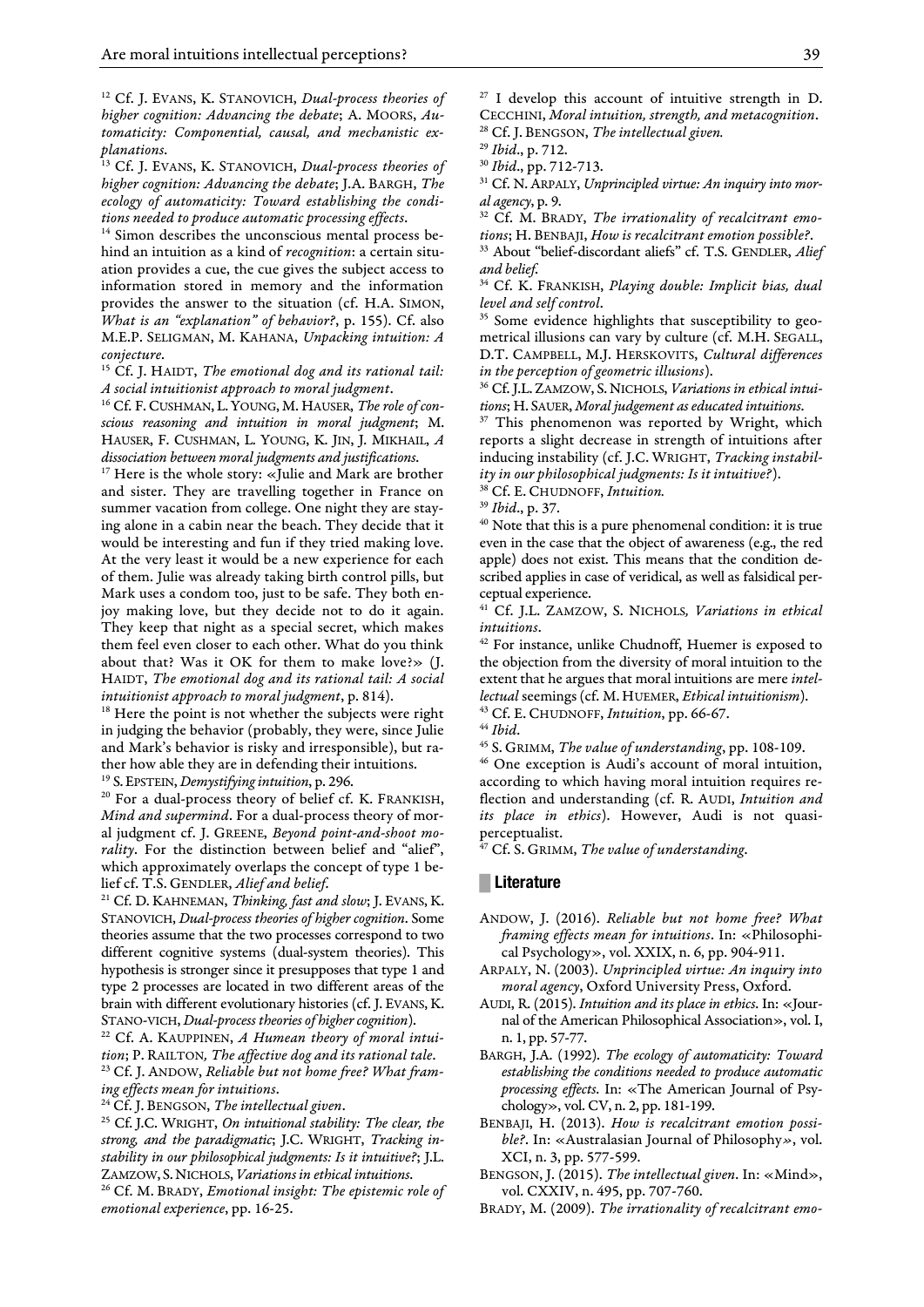[12] Cf. J. Evans, K. Stanovich, *Dual-process theories of higher cognition: Advancing the debate*; A. Moors, *Automaticity: Componential, causal, and mechanistic explanations*.

[13] Cf. J. Evans, K. Stanovich, *Dual-process theories of higher cognition: Advancing the debate*; J.A. Bargh, *The ecology of automaticity: Toward establishing the conditions needed to produce automatic processing effects*.

[14] Simon describes the unconscious mental process behind an intuition as a kind of *recognition*: a certain situation provides a cue, the cue gives the subject access to information stored in memory and the information provides the answer to the situation (cf. H.A. Simon, *What is an "explanation" of behavior?*, p. 155). Cf. also M.E.P. Seligman, M. Kahana, *Unpacking intuition: A conjecture*.

[15] Cf. J. Haidt, *The emotional dog and its rational tail: A social intuitionist approach to moral judgment*.

[16] Cf. F. Cushman, L. Young, M. Hauser, *The role of conscious reasoning and intuition in moral judgment*; M. Hauser, F. Cushman, L. Young, K. Jin, J. Mikhail, *A dissociation between moral judgments and justifications*.

[17] Here is the whole story: «Julie and Mark are brother and sister. They are travelling together in France on summer vacation from college. One night they are staying alone in a cabin near the beach. They decide that it would be interesting and fun if they tried making love. At the very least it would be a new experience for each of them. Julie was already taking birth control pills, but Mark uses a condom too, just to be safe. They both enjoy making love, but they decide not to do it again. They keep that night as a special secret, which makes them feel even closer to each other. What do you think about that? Was it OK for them to make love?» (J. Haidt, *The emotional dog and its rational tail: A social intuitionist approach to moral judgment*, p. 814).

[18] Here the point is not whether the subjects were right in judging the behavior (probably, they were, since Julie and Mark's behavior is risky and irresponsible), but rather how able they are in defending their intuitions.

[19] S. Epstein, *Demystifying intuition*, p. 296.

[20] For a dual-process theory of belief cf. K. Frankish, *Mind and supermind*. For a dual-process theory of moral judgment cf. J. Greene, *Beyond point-and-shoot morality*. For the distinction between belief and "alief", which approximately overlaps the concept of type 1 belief cf. T.S. Gendler, *Alief and belief*.

[21] Cf. D. Kahneman, *Thinking, fast and slow*; J. Evans, K. Stanovich, *Dual-process theories of higher cognition*. Some theories assume that the two processes correspond to two different cognitive systems (dual-system theories). This hypothesis is stronger since it presupposes that type 1 and type 2 processes are located in two different areas of the brain with different evolutionary histories (cf. J. Evans, K. Stano-vich, *Dual-process theories of higher cognition*).

[22] Cf. A. Kauppinen, *A Humean theory of moral intuition*; P. Railton, *The affective dog and its rational tale*.

[23] Cf. J. Andow, *Reliable but not home free? What framing effects mean for intuitions*.

[24] Cf. J. Bengson, *The intellectual given*.

[25] Cf. J.C. Wright, *On intuitional stability: The clear, the strong, and the paradigmatic*; J.C. Wright, *Tracking instability in our philosophical judgments: Is it intuitive?*; J.L. Zamzow, S. Nichols, *Variations in ethical intuitions*.

[26] Cf. M. Brady, *Emotional insight: The epistemic role of emotional experience*, pp. 16-25.

[27] I develop this account of intuitive strength in D. Cecchini, *Moral intuition, strength, and metacognition*.

[28] Cf. J. Bengson, *The intellectual given*.

[29] *Ibid*., p. 712.

[30] *Ibid*., pp. 712-713.

[31] Cf. N. Arpaly, *Unprincipled virtue: An inquiry into moral agency*, p. 9.

[32] Cf. M. Brady, *The irrationality of recalcitrant emotions*; H. Benbaji, *How is recalcitrant emotion possible?*.

[33] About "belief-discordant aliefs" cf. T.S. Gendler, *Alief and belief*.

[34] Cf. K. Frankish, *Playing double: Implicit bias, dual level and self control*.

[35] Some evidence highlights that susceptibility to geometrical illusions can vary by culture (cf. M.H. Segall, D.T. Campbell, M.J. Herskovits, *Cultural differences in the perception of geometric illusions*).

[36] Cf. J.L. Zamzow, S. Nichols, *Variations in ethical intuitions*; H. Sauer, *Moral judgement as educated intuitions*.

[37] This phenomenon was reported by Wright, which reports a slight decrease in strength of intuitions after inducing instability (cf. J.C. Wright, *Tracking instability in our philosophical judgments: Is it intuitive?*).

[38] Cf. E. Chudnoff, *Intuition*.

[39] *Ibid*., p. 37.

[40] Note that this is a pure phenomenal condition: it is true even in the case that the object of awareness (e.g., the red apple) does not exist. This means that the condition described applies in case of veridical, as well as falsidical perceptual experience.

[41] Cf. J.L. Zamzow, S. Nichols*, Variations in ethical intuitions*.

[42] For instance, unlike Chudnoff, Huemer is exposed to the objection from the diversity of moral intuition to the extent that he argues that moral intuitions are mere *intellectual* seemings (cf. M. Huemer, *Ethical intuitionism*).

[43] Cf. E. Chudnoff, *Intuition*, pp. 66-67.

[44] *Ibid*.

[45] S. Grimm, *The value of understanding*, pp. 108-109.

[46] One exception is Audi's account of moral intuition, according to which having moral intuition requires reflection and understanding (cf. R. Audi, *Intuition and its place in ethics*). However, Audi is not quasi-perceptualist.

[47] Cf. S. Grimm, *The value of understanding*.

## Literature

Andow, J. (2016). *Reliable but not home free? What framing effects mean for intuitions*. In: «Philosophical Psychology», vol. XXIX, n. 6, pp. 904-911.

Arpaly, N. (2003). *Unprincipled virtue: An inquiry into moral agency*, Oxford University Press, Oxford.

Audi, R. (2015). *Intuition and its place in ethics*. In: «Journal of the American Philosophical Association», vol. I, n. 1, pp. 57-77.

Bargh, J.A. (1992). *The ecology of automaticity: Toward establishing the conditions needed to produce automatic processing effects*. In: «The American Journal of Psychology», vol. CV, n. 2, pp. 181-199.

Benbaji, H. (2013). *How is recalcitrant emotion possible?*. In: «Australasian Journal of Philosophy», vol. XCI, n. 3, pp. 577-599.

Bengson, J. (2015). *The intellectual given*. In: «Mind», vol. CXXIV, n. 495, pp. 707-760.

Brady, M. (2009). *The irrationality of recalcitrant emo-*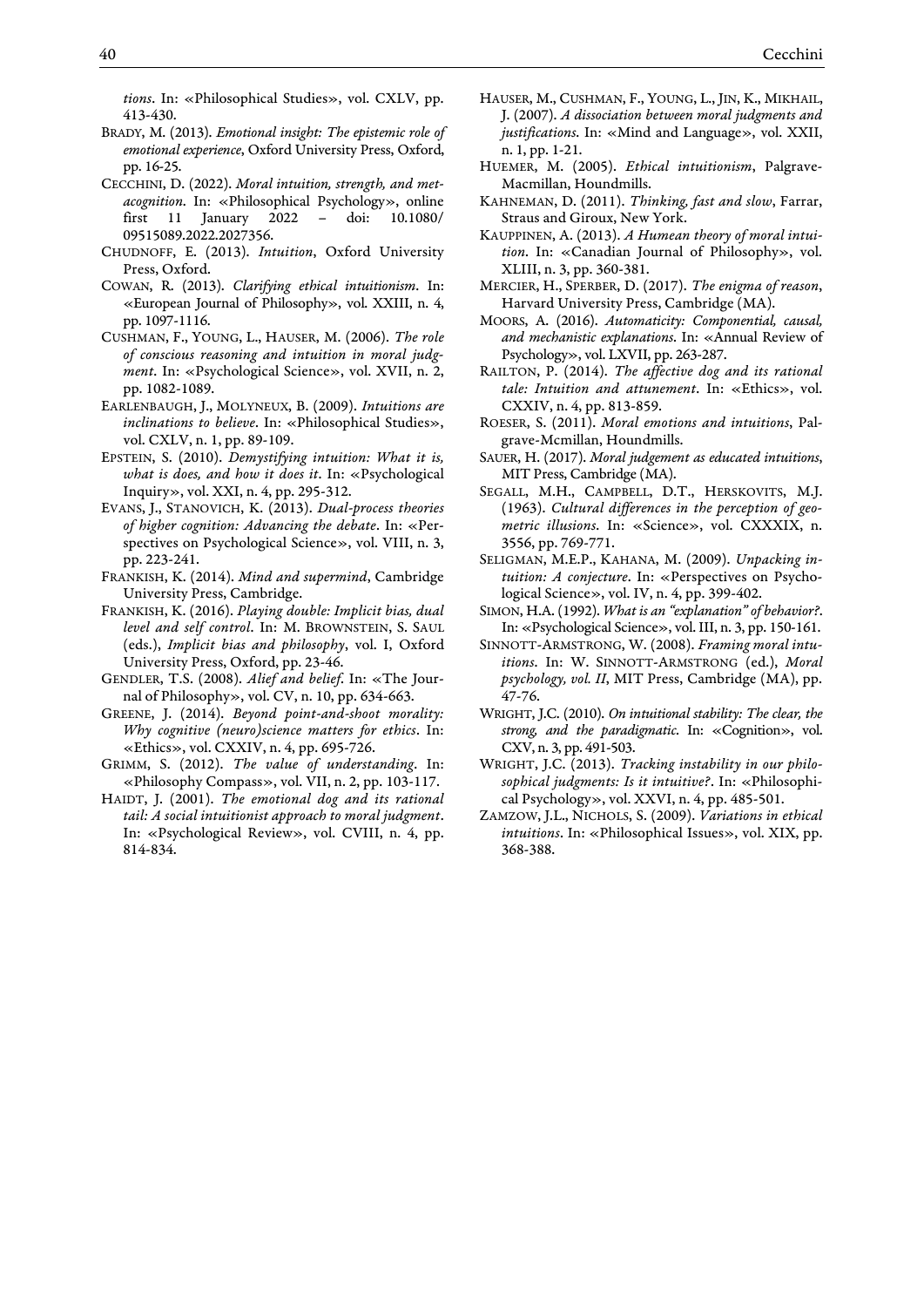*tions*. In: «Philosophical Studies», vol. CXLV, pp. 413-430.

BRADY, M. (2013). *Emotional insight: The epistemic role of emotional experience*, Oxford University Press, Oxford, pp. 16-25.

CECCHINI, D. (2022). *Moral intuition, strength, and metacognition*. In: «Philosophical Psychology», online first 11 January 2022 – doi: 10.1080/09515089.2022.2027356.

CHUDNOFF, E. (2013). *Intuition*, Oxford University Press, Oxford.

COWAN, R. (2013). *Clarifying ethical intuitionism*. In: «European Journal of Philosophy», vol. XXIII, n. 4, pp. 1097-1116.

CUSHMAN, F., YOUNG, L., HAUSER, M. (2006). *The role of conscious reasoning and intuition in moral judgment*. In: «Psychological Science», vol. XVII, n. 2, pp. 1082-1089.

EARLENBAUGH, J., MOLYNEUX, B. (2009). *Intuitions are inclinations to believe*. In: «Philosophical Studies», vol. CXLV, n. 1, pp. 89-109.

EPSTEIN, S. (2010). *Demystifying intuition: What it is, what is does, and how it does it*. In: «Psychological Inquiry», vol. XXI, n. 4, pp. 295-312.

EVANS, J., STANOVICH, K. (2013). *Dual-process theories of higher cognition: Advancing the debate*. In: «Perspectives on Psychological Science», vol. VIII, n. 3, pp. 223-241.

FRANKISH, K. (2014). *Mind and supermind*, Cambridge University Press, Cambridge.

FRANKISH, K. (2016). *Playing double: Implicit bias, dual level and self control*. In: M. BROWNSTEIN, S. SAUL (eds.), *Implicit bias and philosophy*, vol. I, Oxford University Press, Oxford, pp. 23-46.

GENDLER, T.S. (2008). *Alief and belief*. In: «The Journal of Philosophy», vol. CV, n. 10, pp. 634-663.

GREENE, J. (2014). *Beyond point-and-shoot morality: Why cognitive (neuro)science matters for ethics*. In: «Ethics», vol. CXXIV, n. 4, pp. 695-726.

GRIMM, S. (2012). *The value of understanding*. In: «Philosophy Compass», vol. VII, n. 2, pp. 103-117.

HAIDT, J. (2001). *The emotional dog and its rational tail: A social intuitionist approach to moral judgment*. In: «Psychological Review», vol. CVIII, n. 4, pp. 814-834.

HAUSER, M., CUSHMAN, F., YOUNG, L., JIN, K., MIKHAIL, J. (2007). *A dissociation between moral judgments and justifications*. In: «Mind and Language», vol. XXII, n. 1, pp. 1-21.

HUEMER, M. (2005). *Ethical intuitionism*, Palgrave-Macmillan, Houndmills.

KAHNEMAN, D. (2011). *Thinking, fast and slow*, Farrar, Straus and Giroux, New York.

KAUPPINEN, A. (2013). *A Humean theory of moral intuition*. In: «Canadian Journal of Philosophy», vol. XLIII, n. 3, pp. 360-381.

MERCIER, H., SPERBER, D. (2017). *The enigma of reason*, Harvard University Press, Cambridge (MA).

MOORS, A. (2016). *Automaticity: Componential, causal, and mechanistic explanations*. In: «Annual Review of Psychology», vol. LXVII, pp. 263-287.

RAILTON, P. (2014). *The affective dog and its rational tale: Intuition and attunement*. In: «Ethics», vol. CXXIV, n. 4, pp. 813-859.

ROESER, S. (2011). *Moral emotions and intuitions*, Palgrave-Mcmillan, Houndmills.

SAUER, H. (2017). *Moral judgement as educated intuitions*, MIT Press, Cambridge (MA).

SEGALL, M.H., CAMPBELL, D.T., HERSKOVITS, M.J. (1963). *Cultural differences in the perception of geometric illusions*. In: «Science», vol. CXXXIX, n. 3556, pp. 769-771.

SELIGMAN, M.E.P., KAHANA, M. (2009). *Unpacking intuition: A conjecture*. In: «Perspectives on Psychological Science», vol. IV, n. 4, pp. 399-402.

SIMON, H.A. (1992). *What is an "explanation" of behavior?*. In: «Psychological Science», vol. III, n. 3, pp. 150-161.

SINNOTT-ARMSTRONG, W. (2008). *Framing moral intuitions*. In: W. SINNOTT-ARMSTRONG (ed.), *Moral psychology, vol. II*, MIT Press, Cambridge (MA), pp. 47-76.

WRIGHT, J.C. (2010). *On intuitional stability: The clear, the strong, and the paradigmatic*. In: «Cognition», vol. CXV, n. 3, pp. 491-503.

WRIGHT, J.C. (2013). *Tracking instability in our philosophical judgments: Is it intuitive?*. In: «Philosophical Psychology», vol. XXVI, n. 4, pp. 485-501.

ZAMZOW, J.L., NICHOLS, S. (2009). *Variations in ethical intuitions*. In: «Philosophical Issues», vol. XIX, pp. 368-388.